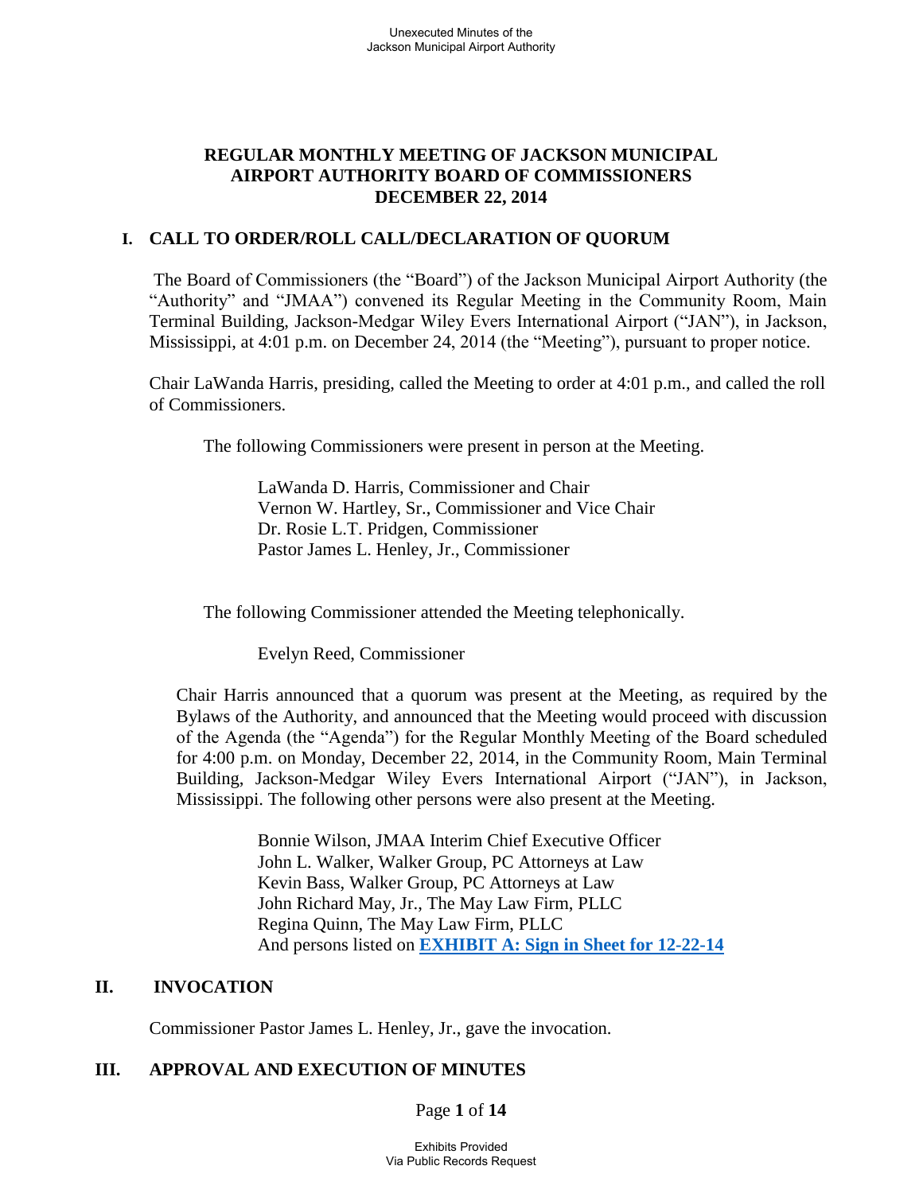## REGULAR MONTHLY MEETING OF JACKSON MUNICIPAL AIRPORT AUTHORITY BOARD OF COMMISSIONERS DECEMBER 22, 2014

### I. CALL TO ORDER/ROLL CALL/DECLARATION OF QUORUM

The Board of Commissioners (the "Board") of the Jackson Municipal Airport Authority (the "Authority" and "JMAA") convened its Regular Meeting in the Community Room, Main Terminal Building, Jackson-Medgar Wiley Evers International Airport ("JAN"), in Jackson, Mississippi, at 4:01 p.m. on December 24, 2014 (the "Meeting"), pursuant to proper notice.

Chair LaWanda Harris, presiding, called the Meeting to order at 4:01 p.m., and called the roll of Commissioners.

The following Commissioners were present in person at the Meeting.

LaWanda D. Harris, Commissioner and Chair
Vernon W. Hartley, Sr., Commissioner and Vice Chair
Dr. Rosie L.T. Pridgen, Commissioner
Pastor James L. Henley, Jr., Commissioner

The following Commissioner attended the Meeting telephonically.

Evelyn Reed, Commissioner

Chair Harris announced that a quorum was present at the Meeting, as required by the Bylaws of the Authority, and announced that the Meeting would proceed with discussion of the Agenda (the "Agenda") for the Regular Monthly Meeting of the Board scheduled for 4:00 p.m. on Monday, December 22, 2014, in the Community Room, Main Terminal Building, Jackson-Medgar Wiley Evers International Airport ("JAN"), in Jackson, Mississippi. The following other persons were also present at the Meeting.

Bonnie Wilson, JMAA Interim Chief Executive Officer
John L. Walker, Walker Group, PC Attorneys at Law
Kevin Bass, Walker Group, PC Attorneys at Law
John Richard May, Jr., The May Law Firm, PLLC
Regina Quinn, The May Law Firm, PLLC
And persons listed on **EXHIBIT A: Sign in Sheet for 12-22-14**

### II. INVOCATION

Commissioner Pastor James L. Henley, Jr., gave the invocation.

### III. APPROVAL AND EXECUTION OF MINUTES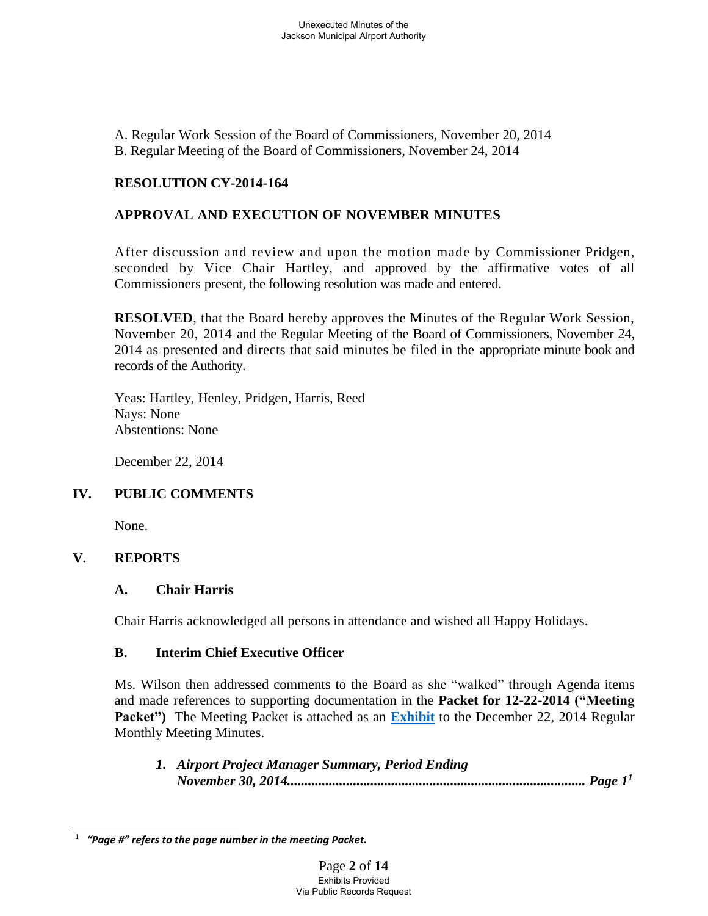A. Regular Work Session of the Board of Commissioners, November 20, 2014
B. Regular Meeting of the Board of Commissioners, November 24, 2014

**RESOLUTION CY-2014-164**

**APPROVAL AND EXECUTION OF NOVEMBER MINUTES**

After discussion and review and upon the motion made by Commissioner Pridgen, seconded by Vice Chair Hartley, and approved by the affirmative votes of all Commissioners present, the following resolution was made and entered.

**RESOLVED**, that the Board hereby approves the Minutes of the Regular Work Session, November 20, 2014 and the Regular Meeting of the Board of Commissioners, November 24, 2014 as presented and directs that said minutes be filed in the appropriate minute book and records of the Authority.

Yeas: Hartley, Henley, Pridgen, Harris, Reed
Nays: None
Abstentions: None

December 22, 2014

## IV. PUBLIC COMMENTS

None.

## V. REPORTS

### A. Chair Harris

Chair Harris acknowledged all persons in attendance and wished all Happy Holidays.

### B. Interim Chief Executive Officer

Ms. Wilson then addressed comments to the Board as she "walked" through Agenda items and made references to supporting documentation in the **Packet for 12-22-2014 ("Meeting Packet")** The Meeting Packet is attached as an **Exhibit** to the December 22, 2014 Regular Monthly Meeting Minutes.

1. ***Airport Project Manager Summary, Period Ending November 30, 2014...................................................................................... Page 1***[1]

[1] ***"Page #" refers to the page number in the meeting Packet.***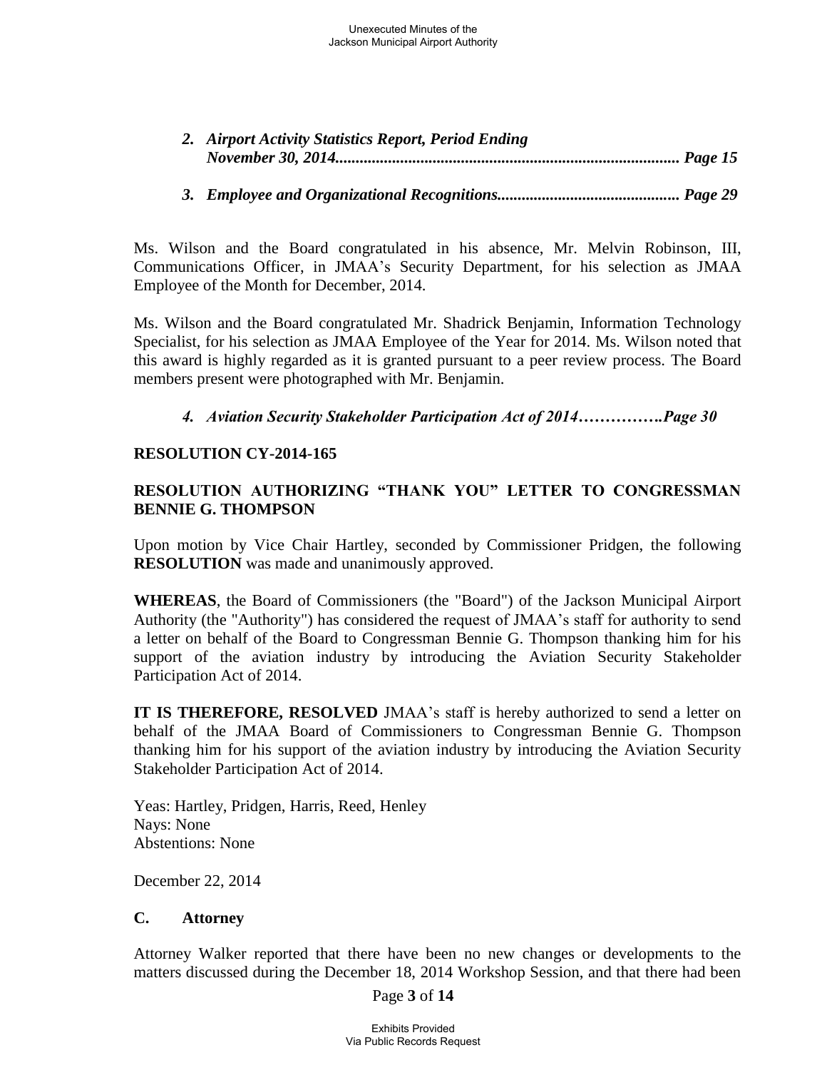*2. Airport Activity Statistics Report, Period Ending November 30, 2014.................................................................................... Page 15*

*3. Employee and Organizational Recognitions............................................ Page 29*

Ms. Wilson and the Board congratulated in his absence, Mr. Melvin Robinson, III, Communications Officer, in JMAA's Security Department, for his selection as JMAA Employee of the Month for December, 2014.

Ms. Wilson and the Board congratulated Mr. Shadrick Benjamin, Information Technology Specialist, for his selection as JMAA Employee of the Year for 2014. Ms. Wilson noted that this award is highly regarded as it is granted pursuant to a peer review process. The Board members present were photographed with Mr. Benjamin.

*4. Aviation Security Stakeholder Participation Act of 2014…………….Page 30*

**RESOLUTION CY-2014-165**

**RESOLUTION AUTHORIZING "THANK YOU" LETTER TO CONGRESSMAN BENNIE G. THOMPSON**

Upon motion by Vice Chair Hartley, seconded by Commissioner Pridgen, the following **RESOLUTION** was made and unanimously approved.

**WHEREAS**, the Board of Commissioners (the "Board") of the Jackson Municipal Airport Authority (the "Authority") has considered the request of JMAA's staff for authority to send a letter on behalf of the Board to Congressman Bennie G. Thompson thanking him for his support of the aviation industry by introducing the Aviation Security Stakeholder Participation Act of 2014.

**IT IS THEREFORE, RESOLVED** JMAA's staff is hereby authorized to send a letter on behalf of the JMAA Board of Commissioners to Congressman Bennie G. Thompson thanking him for his support of the aviation industry by introducing the Aviation Security Stakeholder Participation Act of 2014.

Yeas: Hartley, Pridgen, Harris, Reed, Henley
Nays: None
Abstentions: None

December 22, 2014

**C. Attorney**

Attorney Walker reported that there have been no new changes or developments to the matters discussed during the December 18, 2014 Workshop Session, and that there had been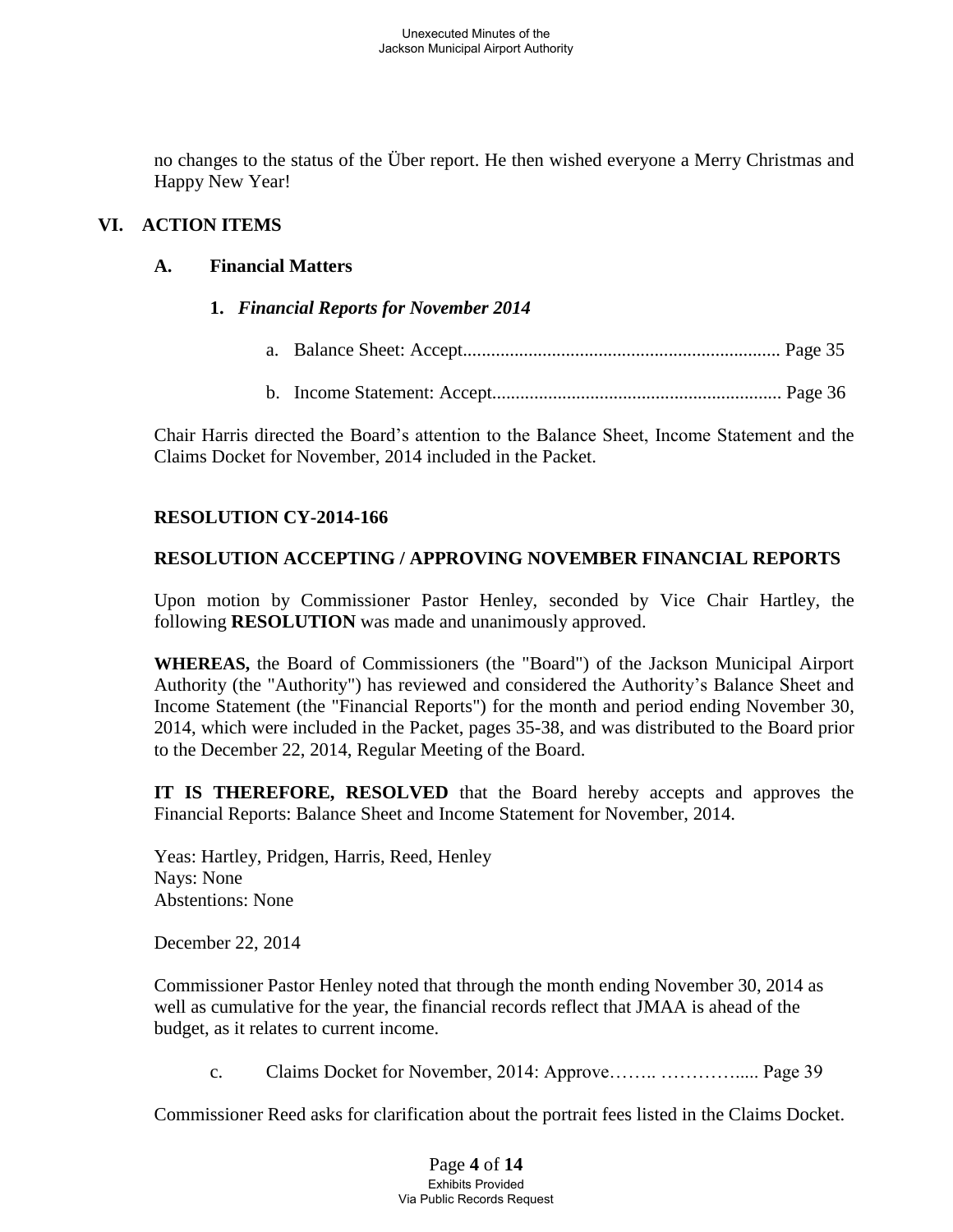no changes to the status of the Über report. He then wished everyone a Merry Christmas and Happy New Year!

## VI. ACTION ITEMS

### A. Financial Matters

#### 1. *Financial Reports for November 2014*

a. Balance Sheet: Accept.................................................................... Page 35

b. Income Statement: Accept............................................................. Page 36

Chair Harris directed the Board's attention to the Balance Sheet, Income Statement and the Claims Docket for November, 2014 included in the Packet.

**RESOLUTION CY-2014-166**

**RESOLUTION ACCEPTING / APPROVING NOVEMBER FINANCIAL REPORTS**

Upon motion by Commissioner Pastor Henley, seconded by Vice Chair Hartley, the following **RESOLUTION** was made and unanimously approved.

**WHEREAS,** the Board of Commissioners (the "Board") of the Jackson Municipal Airport Authority (the "Authority") has reviewed and considered the Authority's Balance Sheet and Income Statement (the "Financial Reports") for the month and period ending November 30, 2014, which were included in the Packet, pages 35-38, and was distributed to the Board prior to the December 22, 2014, Regular Meeting of the Board.

**IT IS THEREFORE, RESOLVED** that the Board hereby accepts and approves the Financial Reports: Balance Sheet and Income Statement for November, 2014.

Yeas: Hartley, Pridgen, Harris, Reed, Henley
Nays: None
Abstentions: None

December 22, 2014

Commissioner Pastor Henley noted that through the month ending November 30, 2014 as well as cumulative for the year, the financial records reflect that JMAA is ahead of the budget, as it relates to current income.

c. Claims Docket for November, 2014: Approve…….. …………..... Page 39

Commissioner Reed asks for clarification about the portrait fees listed in the Claims Docket.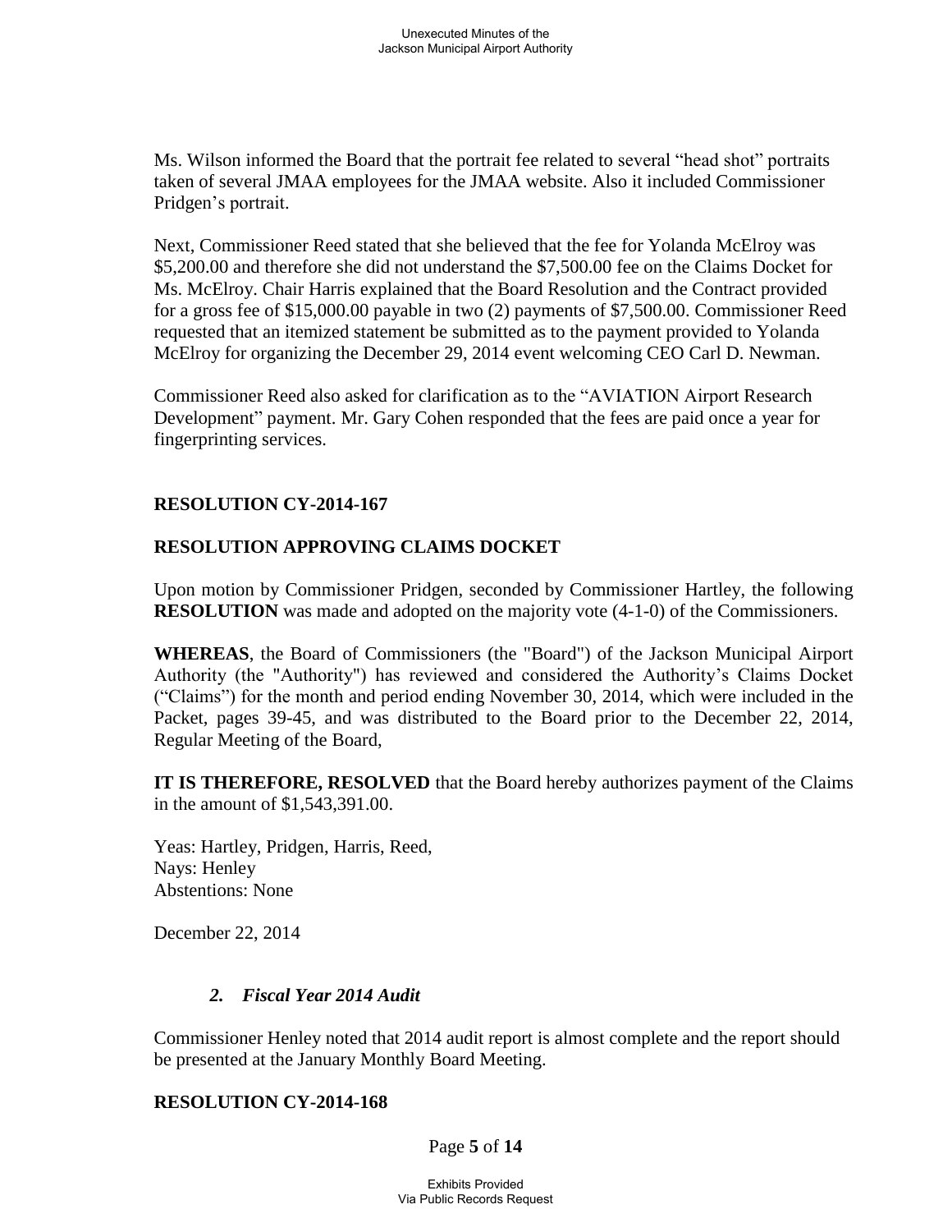Ms. Wilson informed the Board that the portrait fee related to several "head shot" portraits taken of several JMAA employees for the JMAA website. Also it included Commissioner Pridgen's portrait.

Next, Commissioner Reed stated that she believed that the fee for Yolanda McElroy was $5,200.00 and therefore she did not understand the $7,500.00 fee on the Claims Docket for Ms. McElroy. Chair Harris explained that the Board Resolution and the Contract provided for a gross fee of $15,000.00 payable in two (2) payments of $7,500.00. Commissioner Reed requested that an itemized statement be submitted as to the payment provided to Yolanda McElroy for organizing the December 29, 2014 event welcoming CEO Carl D. Newman.

Commissioner Reed also asked for clarification as to the "AVIATION Airport Research Development" payment. Mr. Gary Cohen responded that the fees are paid once a year for fingerprinting services.

**RESOLUTION CY-2014-167**

**RESOLUTION APPROVING CLAIMS DOCKET**

Upon motion by Commissioner Pridgen, seconded by Commissioner Hartley, the following **RESOLUTION** was made and adopted on the majority vote (4-1-0) of the Commissioners.

**WHEREAS**, the Board of Commissioners (the "Board") of the Jackson Municipal Airport Authority (the "Authority") has reviewed and considered the Authority's Claims Docket ("Claims") for the month and period ending November 30, 2014, which were included in the Packet, pages 39-45, and was distributed to the Board prior to the December 22, 2014, Regular Meeting of the Board,

**IT IS THEREFORE, RESOLVED** that the Board hereby authorizes payment of the Claims in the amount of $1,543,391.00.

Yeas: Hartley, Pridgen, Harris, Reed,
Nays: Henley
Abstentions: None

December 22, 2014

### *2. Fiscal Year 2014 Audit*

Commissioner Henley noted that 2014 audit report is almost complete and the report should be presented at the January Monthly Board Meeting.

**RESOLUTION CY-2014-168**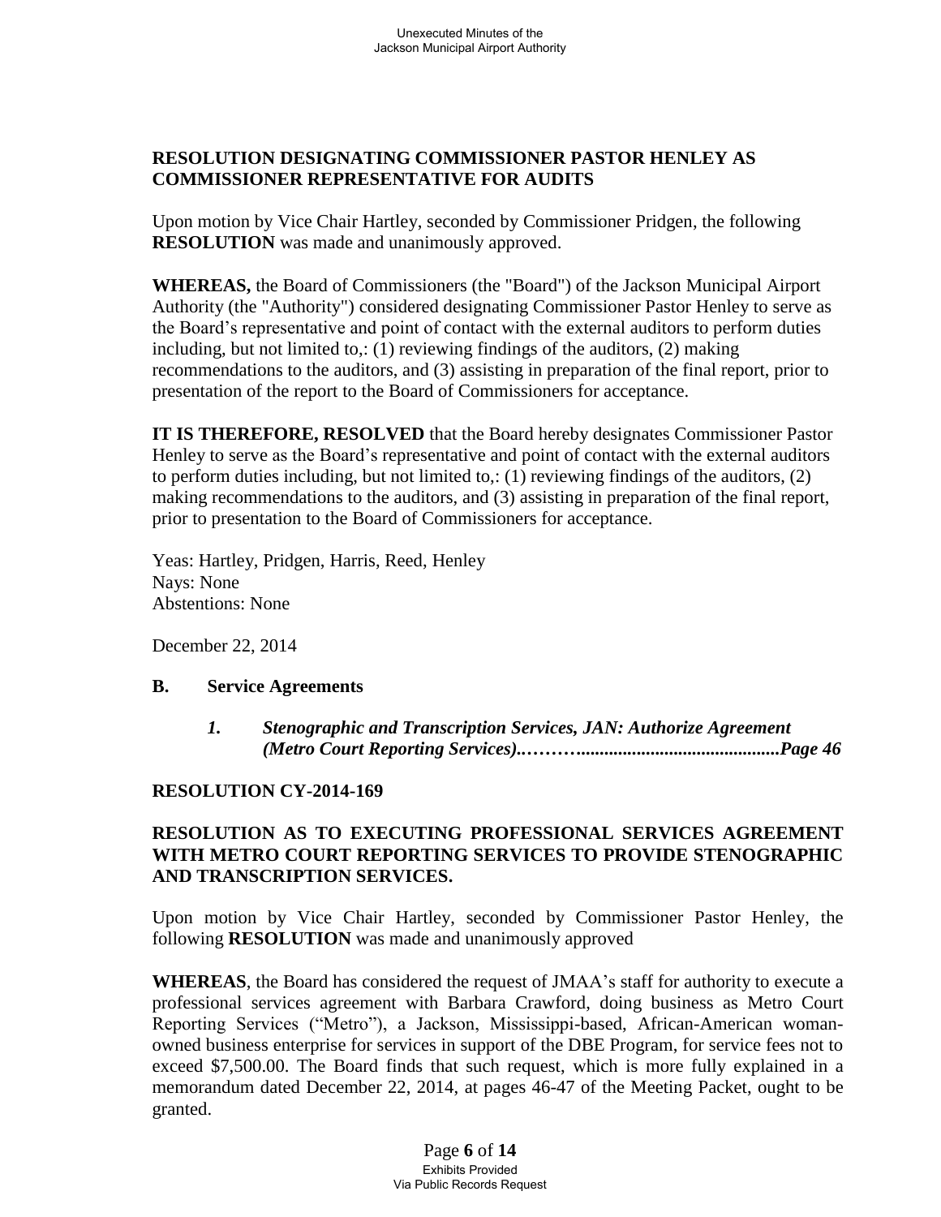**RESOLUTION DESIGNATING COMMISSIONER PASTOR HENLEY AS COMMISSIONER REPRESENTATIVE FOR AUDITS**

Upon motion by Vice Chair Hartley, seconded by Commissioner Pridgen, the following **RESOLUTION** was made and unanimously approved.

**WHEREAS,** the Board of Commissioners (the "Board") of the Jackson Municipal Airport Authority (the "Authority") considered designating Commissioner Pastor Henley to serve as the Board's representative and point of contact with the external auditors to perform duties including, but not limited to,: (1) reviewing findings of the auditors, (2) making recommendations to the auditors, and (3) assisting in preparation of the final report, prior to presentation of the report to the Board of Commissioners for acceptance.

**IT IS THEREFORE, RESOLVED** that the Board hereby designates Commissioner Pastor Henley to serve as the Board's representative and point of contact with the external auditors to perform duties including, but not limited to,: (1) reviewing findings of the auditors, (2) making recommendations to the auditors, and (3) assisting in preparation of the final report, prior to presentation to the Board of Commissioners for acceptance.

Yes: Hartley, Pridgen, Harris, Reed, Henley
Nays: None
Abstentions: None

December 22, 2014

**B. Service Agreements**

> ***1. Stenographic and Transcription Services, JAN: Authorize Agreement (Metro Court Reporting Services).………..........................................Page 46***

**RESOLUTION CY-2014-169**

**RESOLUTION AS TO EXECUTING PROFESSIONAL SERVICES AGREEMENT WITH METRO COURT REPORTING SERVICES TO PROVIDE STENOGRAPHIC AND TRANSCRIPTION SERVICES.**

Upon motion by Vice Chair Hartley, seconded by Commissioner Pastor Henley, the following **RESOLUTION** was made and unanimously approved

**WHEREAS**, the Board has considered the request of JMAA's staff for authority to execute a professional services agreement with Barbara Crawford, doing business as Metro Court Reporting Services ("Metro"), a Jackson, Mississippi-based, African-American woman-owned business enterprise for services in support of the DBE Program, for service fees not to exceed $7,500.00. The Board finds that such request, which is more fully explained in a memorandum dated December 22, 2014, at pages 46-47 of the Meeting Packet, ought to be granted.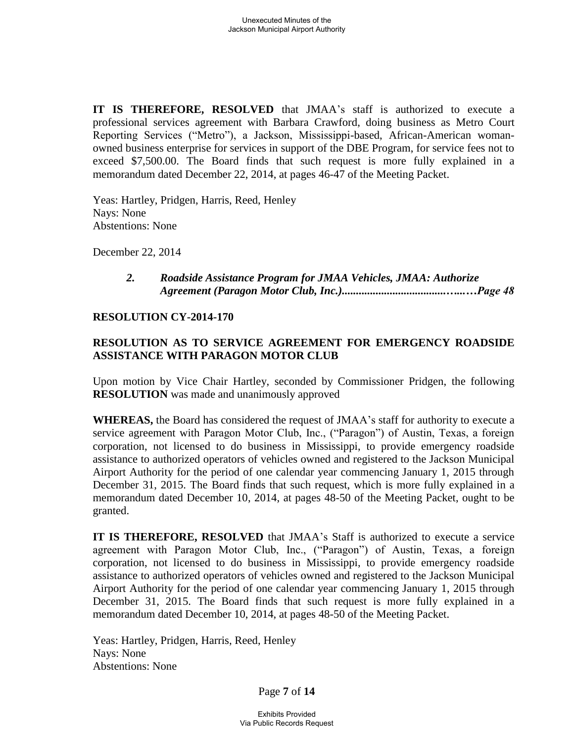**IT IS THEREFORE, RESOLVED** that JMAA's staff is authorized to execute a professional services agreement with Barbara Crawford, doing business as Metro Court Reporting Services ("Metro"), a Jackson, Mississippi-based, African-American woman-owned business enterprise for services in support of the DBE Program, for service fees not to exceed $7,500.00. The Board finds that such request is more fully explained in a memorandum dated December 22, 2014, at pages 46-47 of the Meeting Packet.

Yeas: Hartley, Pridgen, Harris, Reed, Henley
Nays: None
Abstentions: None

December 22, 2014

> ***2. Roadside Assistance Program for JMAA Vehicles, JMAA: Authorize Agreement (Paragon Motor Club, Inc.)..................................…...…Page 48***

**RESOLUTION CY-2014-170**

**RESOLUTION AS TO SERVICE AGREEMENT FOR EMERGENCY ROADSIDE ASSISTANCE WITH PARAGON MOTOR CLUB**

Upon motion by Vice Chair Hartley, seconded by Commissioner Pridgen, the following **RESOLUTION** was made and unanimously approved

**WHEREAS,** the Board has considered the request of JMAA's staff for authority to execute a service agreement with Paragon Motor Club, Inc., ("Paragon") of Austin, Texas, a foreign corporation, not licensed to do business in Mississippi, to provide emergency roadside assistance to authorized operators of vehicles owned and registered to the Jackson Municipal Airport Authority for the period of one calendar year commencing January 1, 2015 through December 31, 2015. The Board finds that such request, which is more fully explained in a memorandum dated December 10, 2014, at pages 48-50 of the Meeting Packet, ought to be granted.

**IT IS THEREFORE, RESOLVED** that JMAA's Staff is authorized to execute a service agreement with Paragon Motor Club, Inc., ("Paragon") of Austin, Texas, a foreign corporation, not licensed to do business in Mississippi, to provide emergency roadside assistance to authorized operators of vehicles owned and registered to the Jackson Municipal Airport Authority for the period of one calendar year commencing January 1, 2015 through December 31, 2015. The Board finds that such request is more fully explained in a memorandum dated December 10, 2014, at pages 48-50 of the Meeting Packet.

Yeas: Hartley, Pridgen, Harris, Reed, Henley
Nays: None
Abstentions: None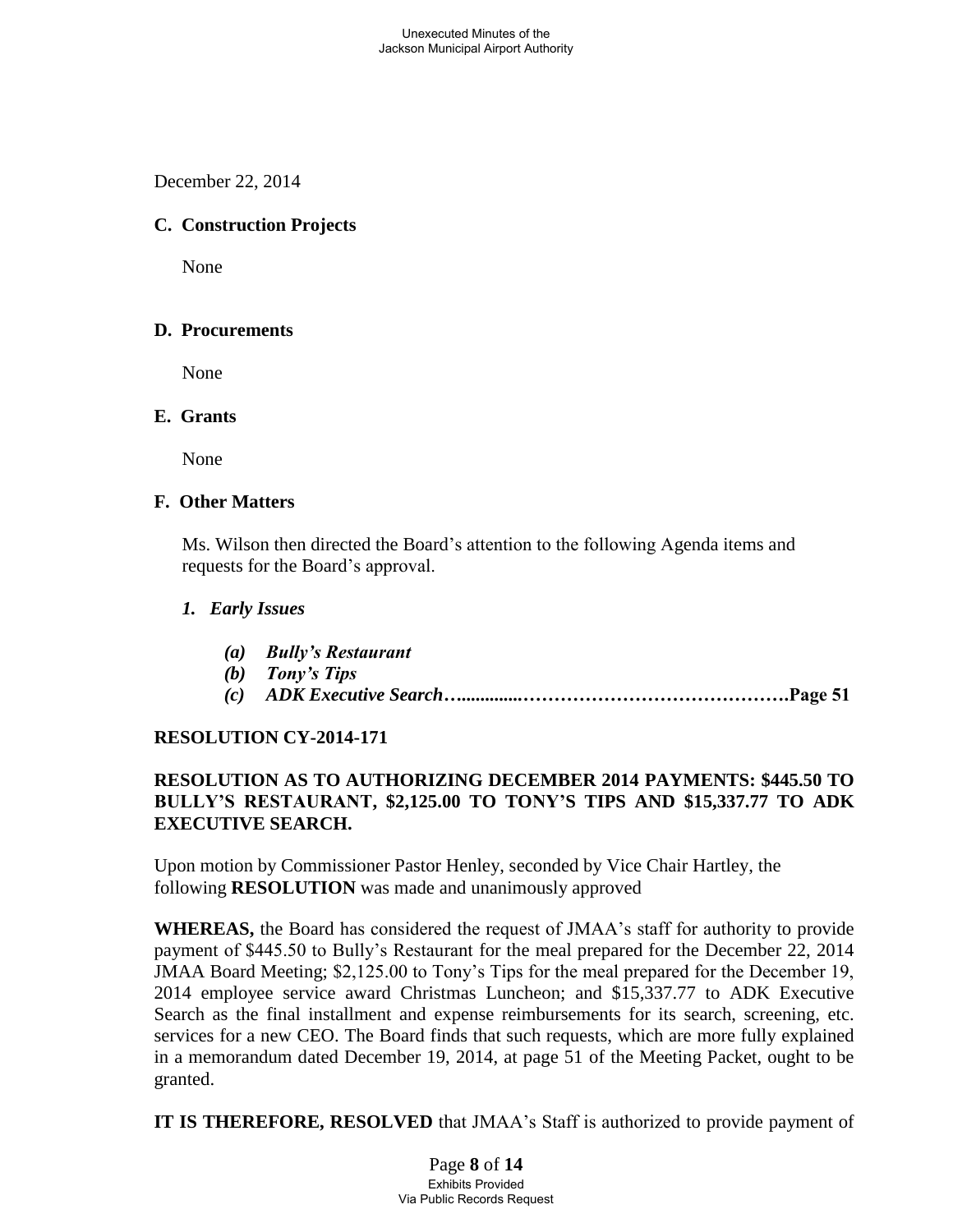December 22, 2014

**C. Construction Projects**

None

**D. Procurements**

None

**E. Grants**

None

**F. Other Matters**

Ms. Wilson then directed the Board's attention to the following Agenda items and requests for the Board's approval.

***1. Early Issues***

- ***(a) Bully's Restaurant***
- ***(b) Tony's Tips***
- ***(c) ADK Executive Search…..............…………………………………….Page 51***

**RESOLUTION CY-2014-171**

**RESOLUTION AS TO AUTHORIZING DECEMBER 2014 PAYMENTS: $445.50 TO BULLY'S RESTAURANT, $2,125.00 TO TONY'S TIPS AND $15,337.77 TO ADK EXECUTIVE SEARCH.**

Upon motion by Commissioner Pastor Henley, seconded by Vice Chair Hartley, the following **RESOLUTION** was made and unanimously approved

**WHEREAS,** the Board has considered the request of JMAA's staff for authority to provide payment of $445.50 to Bully's Restaurant for the meal prepared for the December 22, 2014 JMAA Board Meeting; $2,125.00 to Tony's Tips for the meal prepared for the December 19, 2014 employee service award Christmas Luncheon; and $15,337.77 to ADK Executive Search as the final installment and expense reimbursements for its search, screening, etc. services for a new CEO. The Board finds that such requests, which are more fully explained in a memorandum dated December 19, 2014, at page 51 of the Meeting Packet, ought to be granted.

**IT IS THEREFORE, RESOLVED** that JMAA's Staff is authorized to provide payment of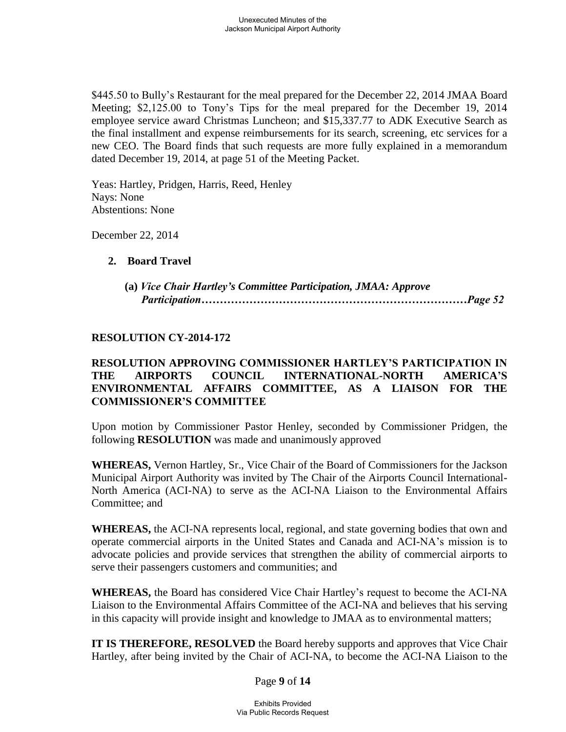$445.50 to Bully's Restaurant for the meal prepared for the December 22, 2014 JMAA Board Meeting; $2,125.00 to Tony's Tips for the meal prepared for the December 19, 2014 employee service award Christmas Luncheon; and $15,337.77 to ADK Executive Search as the final installment and expense reimbursements for its search, screening, etc services for a new CEO. The Board finds that such requests are more fully explained in a memorandum dated December 19, 2014, at page 51 of the Meeting Packet.

Yeas: Hartley, Pridgen, Harris, Reed, Henley
Nays: None
Abstentions: None

December 22, 2014

**2. Board Travel**

**(a)** ***Vice Chair Hartley's Committee Participation, JMAA: Approve Participation……………………………………………………………Page 52***

**RESOLUTION CY-2014-172**

**RESOLUTION APPROVING COMMISSIONER HARTLEY'S PARTICIPATION IN THE AIRPORTS COUNCIL INTERNATIONAL-NORTH AMERICA'S ENVIRONMENTAL AFFAIRS COMMITTEE, AS A LIAISON FOR THE COMMISSIONER'S COMMITTEE**

Upon motion by Commissioner Pastor Henley, seconded by Commissioner Pridgen, the following **RESOLUTION** was made and unanimously approved

**WHEREAS,** Vernon Hartley, Sr., Vice Chair of the Board of Commissioners for the Jackson Municipal Airport Authority was invited by The Chair of the Airports Council International-North America (ACI-NA) to serve as the ACI-NA Liaison to the Environmental Affairs Committee; and

**WHEREAS,** the ACI-NA represents local, regional, and state governing bodies that own and operate commercial airports in the United States and Canada and ACI-NA's mission is to advocate policies and provide services that strengthen the ability of commercial airports to serve their passengers customers and communities; and

**WHEREAS,** the Board has considered Vice Chair Hartley's request to become the ACI-NA Liaison to the Environmental Affairs Committee of the ACI-NA and believes that his serving in this capacity will provide insight and knowledge to JMAA as to environmental matters;

**IT IS THEREFORE, RESOLVED** the Board hereby supports and approves that Vice Chair Hartley, after being invited by the Chair of ACI-NA, to become the ACI-NA Liaison to the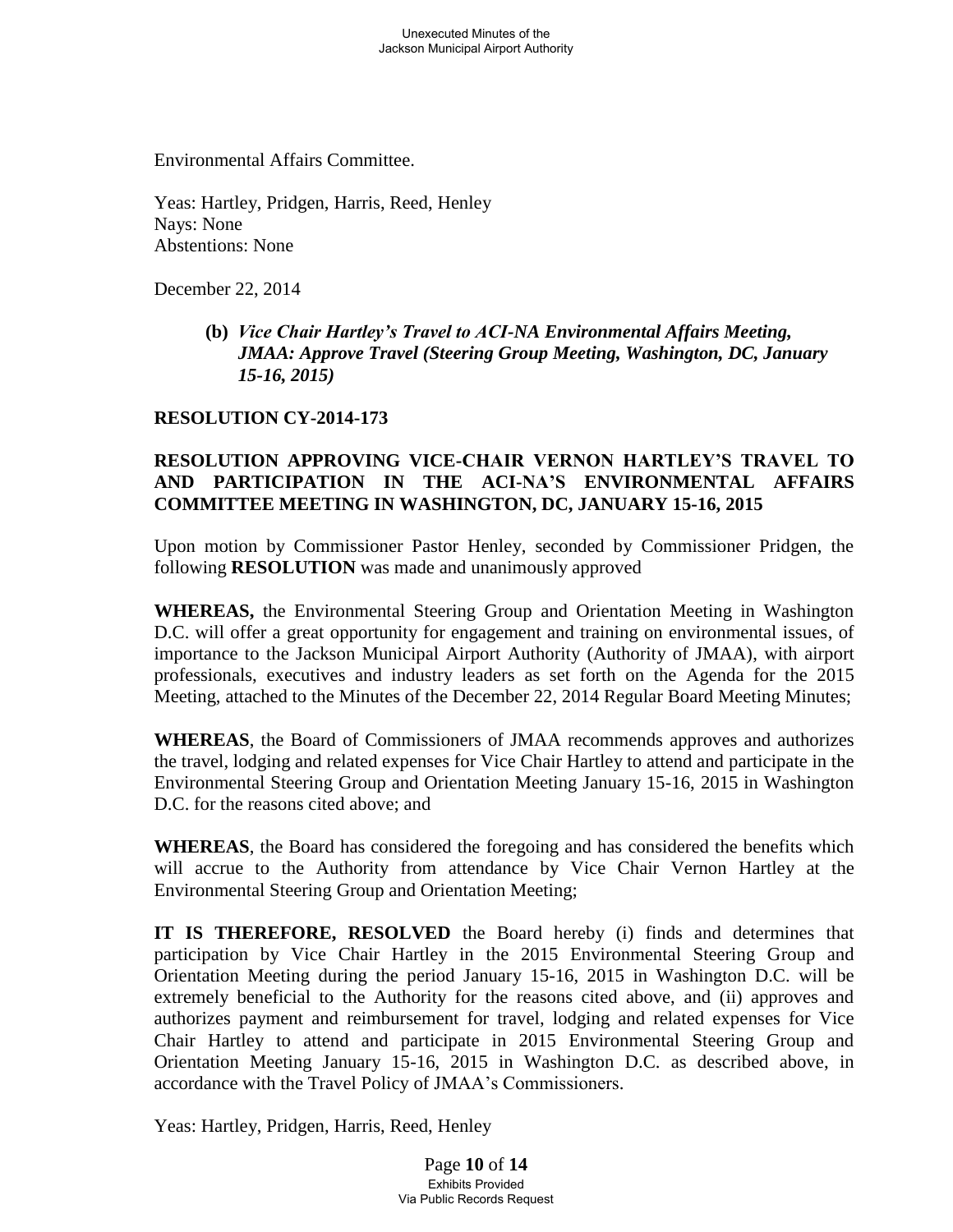Environmental Affairs Committee.

Yeas: Hartley, Pridgen, Harris, Reed, Henley
Nays: None
Abstentions: None

December 22, 2014

**(b)** ***Vice Chair Hartley's Travel to ACI-NA Environmental Affairs Meeting, JMAA: Approve Travel (Steering Group Meeting, Washington, DC, January 15-16, 2015)***

**RESOLUTION CY-2014-173**

**RESOLUTION APPROVING VICE-CHAIR VERNON HARTLEY'S TRAVEL TO AND PARTICIPATION IN THE ACI-NA'S ENVIRONMENTAL AFFAIRS COMMITTEE MEETING IN WASHINGTON, DC, JANUARY 15-16, 2015**

Upon motion by Commissioner Pastor Henley, seconded by Commissioner Pridgen, the following **RESOLUTION** was made and unanimously approved

**WHEREAS,** the Environmental Steering Group and Orientation Meeting in Washington D.C. will offer a great opportunity for engagement and training on environmental issues, of importance to the Jackson Municipal Airport Authority (Authority of JMAA), with airport professionals, executives and industry leaders as set forth on the Agenda for the 2015 Meeting, attached to the Minutes of the December 22, 2014 Regular Board Meeting Minutes;

**WHEREAS**, the Board of Commissioners of JMAA recommends approves and authorizes the travel, lodging and related expenses for Vice Chair Hartley to attend and participate in the Environmental Steering Group and Orientation Meeting January 15-16, 2015 in Washington D.C. for the reasons cited above; and

**WHEREAS**, the Board has considered the foregoing and has considered the benefits which will accrue to the Authority from attendance by Vice Chair Vernon Hartley at the Environmental Steering Group and Orientation Meeting;

**IT IS THEREFORE, RESOLVED** the Board hereby (i) finds and determines that participation by Vice Chair Hartley in the 2015 Environmental Steering Group and Orientation Meeting during the period January 15-16, 2015 in Washington D.C. will be extremely beneficial to the Authority for the reasons cited above, and (ii) approves and authorizes payment and reimbursement for travel, lodging and related expenses for Vice Chair Hartley to attend and participate in 2015 Environmental Steering Group and Orientation Meeting January 15-16, 2015 in Washington D.C. as described above, in accordance with the Travel Policy of JMAA's Commissioners.

Yeas: Hartley, Pridgen, Harris, Reed, Henley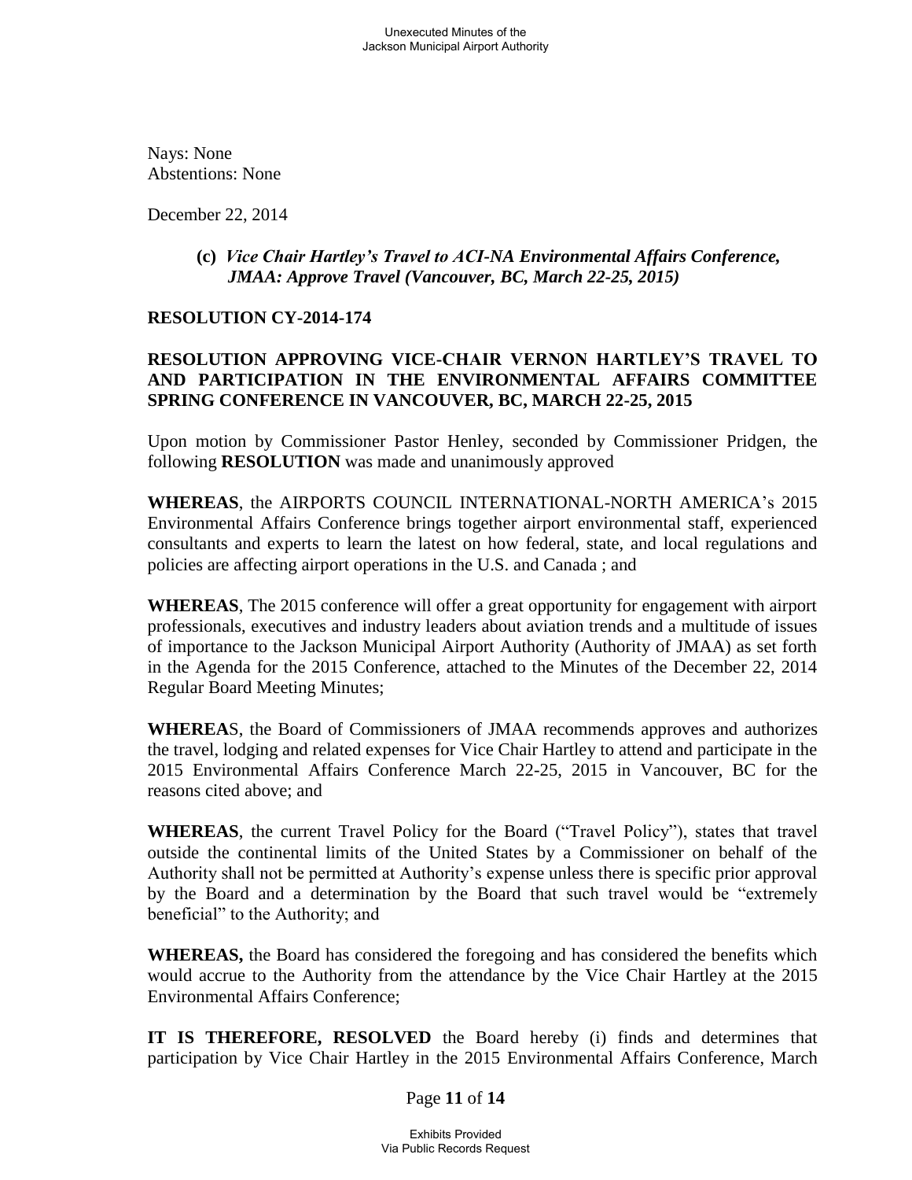Nays: None
Abstentions: None

December 22, 2014

**(c)** ***Vice Chair Hartley's Travel to ACI-NA Environmental Affairs Conference, JMAA: Approve Travel (Vancouver, BC, March 22-25, 2015)***

**RESOLUTION CY-2014-174**

**RESOLUTION APPROVING VICE-CHAIR VERNON HARTLEY'S TRAVEL TO AND PARTICIPATION IN THE ENVIRONMENTAL AFFAIRS COMMITTEE SPRING CONFERENCE IN VANCOUVER, BC, MARCH 22-25, 2015**

Upon motion by Commissioner Pastor Henley, seconded by Commissioner Pridgen, the following **RESOLUTION** was made and unanimously approved

**WHEREAS**, the AIRPORTS COUNCIL INTERNATIONAL-NORTH AMERICA's 2015 Environmental Affairs Conference brings together airport environmental staff, experienced consultants and experts to learn the latest on how federal, state, and local regulations and policies are affecting airport operations in the U.S. and Canada ; and

**WHEREAS**, The 2015 conference will offer a great opportunity for engagement with airport professionals, executives and industry leaders about aviation trends and a multitude of issues of importance to the Jackson Municipal Airport Authority (Authority of JMAA) as set forth in the Agenda for the 2015 Conference, attached to the Minutes of the December 22, 2014 Regular Board Meeting Minutes;

**WHEREA**S, the Board of Commissioners of JMAA recommends approves and authorizes the travel, lodging and related expenses for Vice Chair Hartley to attend and participate in the 2015 Environmental Affairs Conference March 22-25, 2015 in Vancouver, BC for the reasons cited above; and

**WHEREAS**, the current Travel Policy for the Board ("Travel Policy"), states that travel outside the continental limits of the United States by a Commissioner on behalf of the Authority shall not be permitted at Authority's expense unless there is specific prior approval by the Board and a determination by the Board that such travel would be "extremely beneficial" to the Authority; and

**WHEREAS,** the Board has considered the foregoing and has considered the benefits which would accrue to the Authority from the attendance by the Vice Chair Hartley at the 2015 Environmental Affairs Conference;

**IT IS THEREFORE, RESOLVED** the Board hereby (i) finds and determines that participation by Vice Chair Hartley in the 2015 Environmental Affairs Conference, March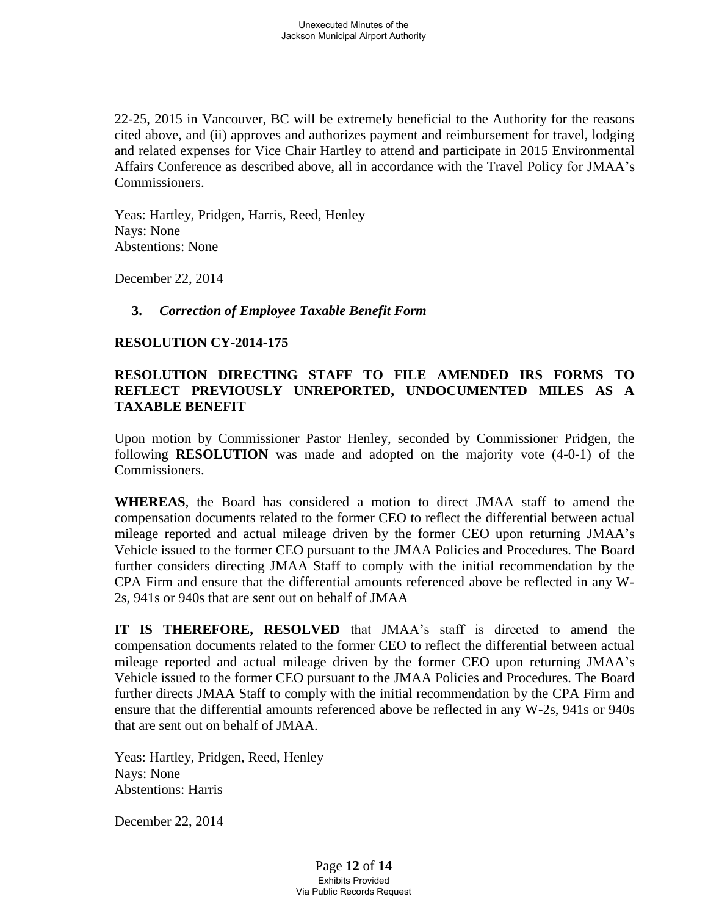22-25, 2015 in Vancouver, BC will be extremely beneficial to the Authority for the reasons cited above, and (ii) approves and authorizes payment and reimbursement for travel, lodging and related expenses for Vice Chair Hartley to attend and participate in 2015 Environmental Affairs Conference as described above, all in accordance with the Travel Policy for JMAA's Commissioners.

Yeas: Hartley, Pridgen, Harris, Reed, Henley
Nays: None
Abstentions: None

December 22, 2014

**3.** ***Correction of Employee Taxable Benefit Form***

**RESOLUTION CY-2014-175**

**RESOLUTION DIRECTING STAFF TO FILE AMENDED IRS FORMS TO REFLECT PREVIOUSLY UNREPORTED, UNDOCUMENTED MILES AS A TAXABLE BENEFIT**

Upon motion by Commissioner Pastor Henley, seconded by Commissioner Pridgen, the following **RESOLUTION** was made and adopted on the majority vote (4-0-1) of the Commissioners.

**WHEREAS**, the Board has considered a motion to direct JMAA staff to amend the compensation documents related to the former CEO to reflect the differential between actual mileage reported and actual mileage driven by the former CEO upon returning JMAA's Vehicle issued to the former CEO pursuant to the JMAA Policies and Procedures. The Board further considers directing JMAA Staff to comply with the initial recommendation by the CPA Firm and ensure that the differential amounts referenced above be reflected in any W-2s, 941s or 940s that are sent out on behalf of JMAA

**IT IS THEREFORE, RESOLVED** that JMAA's staff is directed to amend the compensation documents related to the former CEO to reflect the differential between actual mileage reported and actual mileage driven by the former CEO upon returning JMAA's Vehicle issued to the former CEO pursuant to the JMAA Policies and Procedures. The Board further directs JMAA Staff to comply with the initial recommendation by the CPA Firm and ensure that the differential amounts referenced above be reflected in any W-2s, 941s or 940s that are sent out on behalf of JMAA.

Yeas: Hartley, Pridgen, Reed, Henley
Nays: None
Abstentions: Harris

December 22, 2014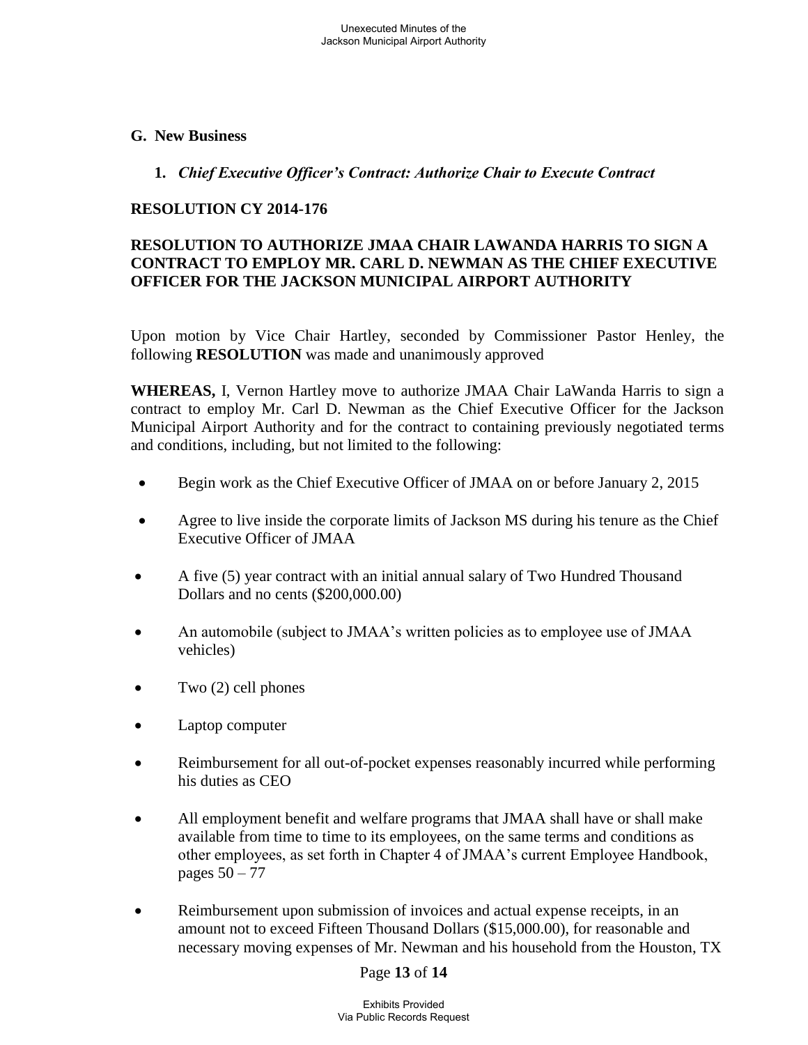## G. New Business

1. ***Chief Executive Officer's Contract: Authorize Chair to Execute Contract***

**RESOLUTION CY 2014-176**

**RESOLUTION TO AUTHORIZE JMAA CHAIR LAWANDA HARRIS TO SIGN A CONTRACT TO EMPLOY MR. CARL D. NEWMAN AS THE CHIEF EXECUTIVE OFFICER FOR THE JACKSON MUNICIPAL AIRPORT AUTHORITY**

Upon motion by Vice Chair Hartley, seconded by Commissioner Pastor Henley, the following **RESOLUTION** was made and unanimously approved

**WHEREAS,** I, Vernon Hartley move to authorize JMAA Chair LaWanda Harris to sign a contract to employ Mr. Carl D. Newman as the Chief Executive Officer for the Jackson Municipal Airport Authority and for the contract to containing previously negotiated terms and conditions, including, but not limited to the following:

- Begin work as the Chief Executive Officer of JMAA on or before January 2, 2015
- Agree to live inside the corporate limits of Jackson MS during his tenure as the Chief Executive Officer of JMAA
- A five (5) year contract with an initial annual salary of Two Hundred Thousand Dollars and no cents ($200,000.00)
- An automobile (subject to JMAA's written policies as to employee use of JMAA vehicles)
- Two (2) cell phones
- Laptop computer
- Reimbursement for all out-of-pocket expenses reasonably incurred while performing his duties as CEO
- All employment benefit and welfare programs that JMAA shall have or shall make available from time to time to its employees, on the same terms and conditions as other employees, as set forth in Chapter 4 of JMAA's current Employee Handbook, pages 50 – 77
- Reimbursement upon submission of invoices and actual expense receipts, in an amount not to exceed Fifteen Thousand Dollars ($15,000.00), for reasonable and necessary moving expenses of Mr. Newman and his household from the Houston, TX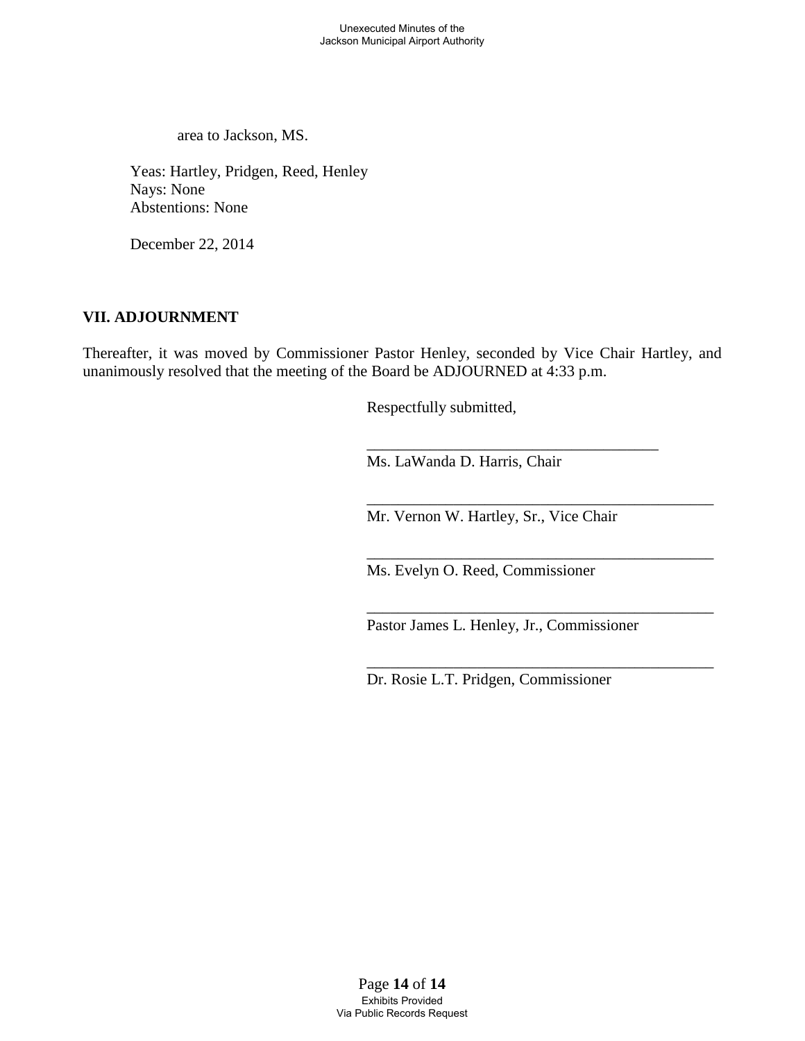area to Jackson, MS.

Yeas: Hartley, Pridgen, Reed, Henley
Nays: None
Abstentions: None

December 22, 2014

**VII. ADJOURNMENT**

Thereafter, it was moved by Commissioner Pastor Henley, seconded by Vice Chair Hartley, and unanimously resolved that the meeting of the Board be ADJOURNED at 4:33 p.m.

Respectfully submitted,

_____________________________________
Ms. LaWanda D. Harris, Chair

_____________________________________
Mr. Vernon W. Hartley, Sr., Vice Chair

_____________________________________
Ms. Evelyn O. Reed, Commissioner

_____________________________________
Pastor James L. Henley, Jr., Commissioner

_____________________________________
Dr. Rosie L.T. Pridgen, Commissioner